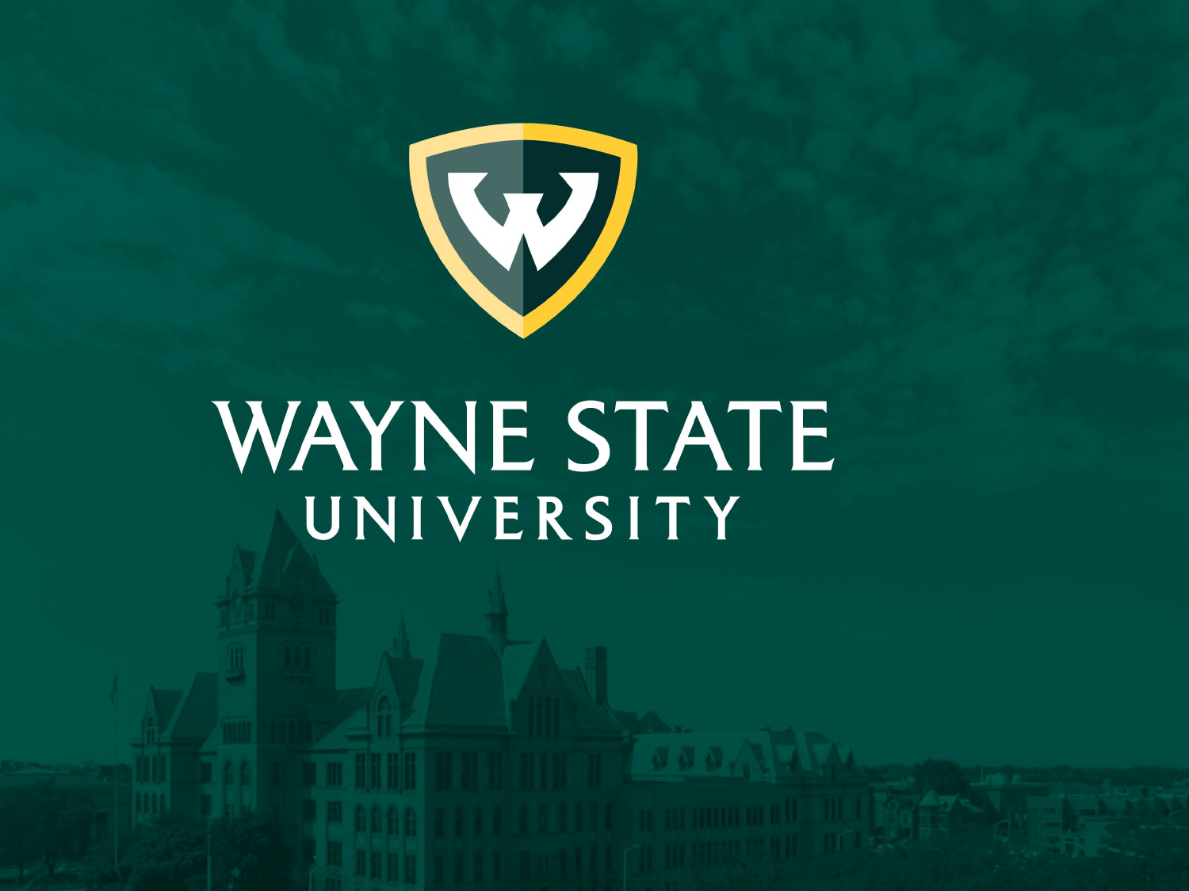# WAYNE STATE
## UNIVERSITY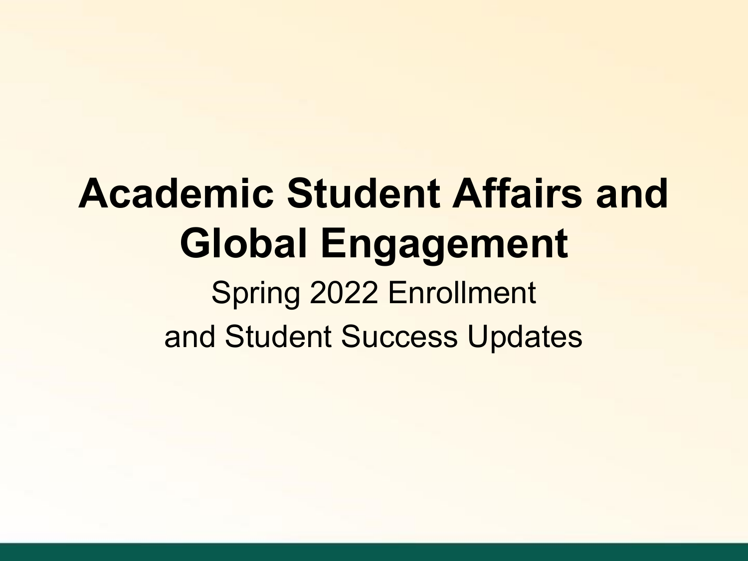# Academic Student Affairs and Global Engagement

Spring 2022 Enrollment

and Student Success Updates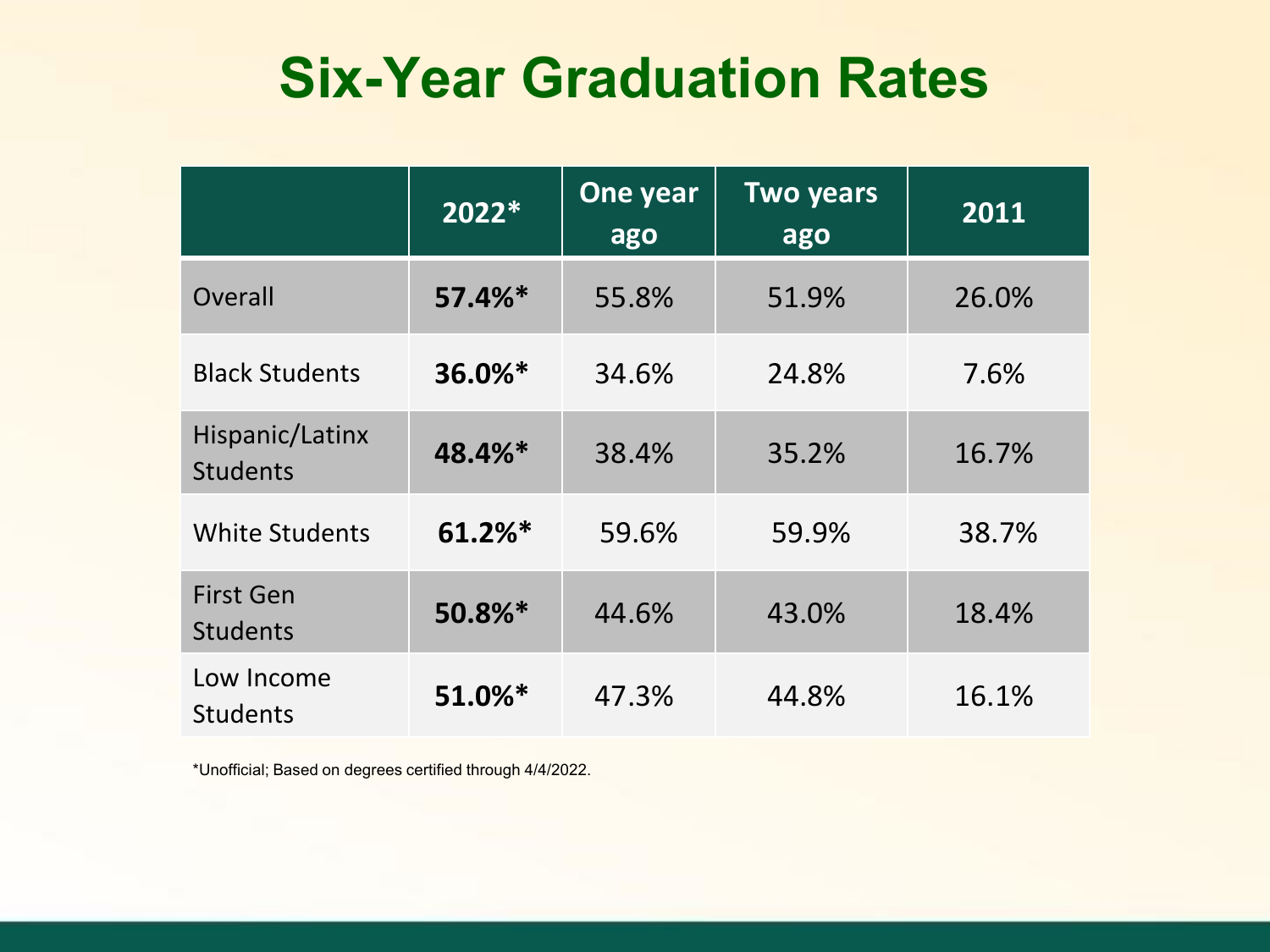# Six-Year Graduation Rates

| | 2022* | One year ago | Two years ago | 2011 |
|---|---|---|---|---|
| Overall | **57.4%*** | 55.8% | 51.9% | 26.0% |
| Black Students | **36.0%*** | 34.6% | 24.8% | 7.6% |
| Hispanic/Latinx Students | **48.4%*** | 38.4% | 35.2% | 16.7% |
| White Students | **61.2%*** | 59.6% | 59.9% | 38.7% |
| First Gen Students | **50.8%*** | 44.6% | 43.0% | 18.4% |
| Low Income Students | **51.0%*** | 47.3% | 44.8% | 16.1% |

*Unofficial; Based on degrees certified through 4/4/2022.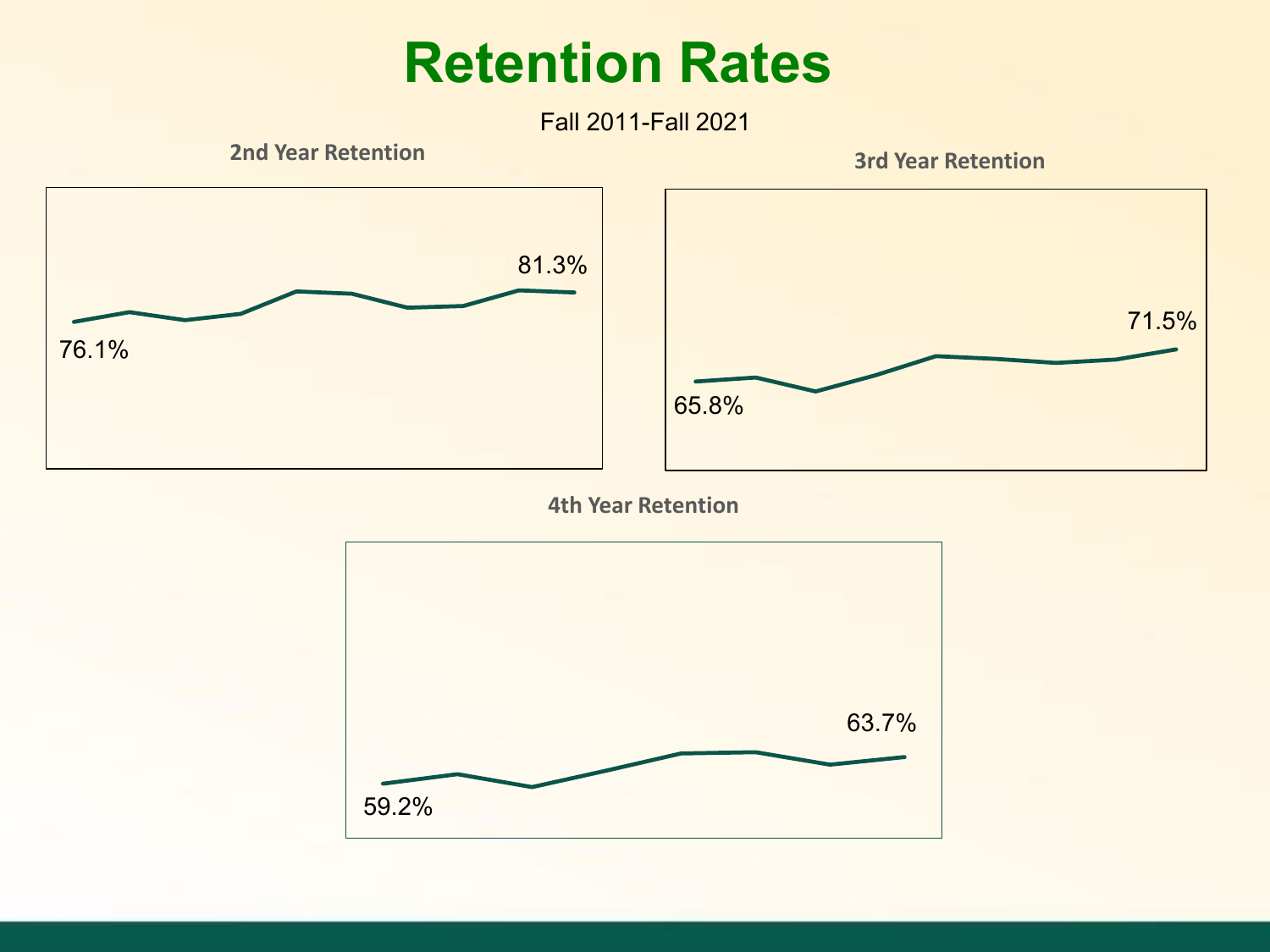# Retention Rates

Fall 2011-Fall 2021

**2nd Year Retention**

76.1%

81.3%

**3rd Year Retention**

65.8%

71.5%

**4th Year Retention**

59.2%

63.7%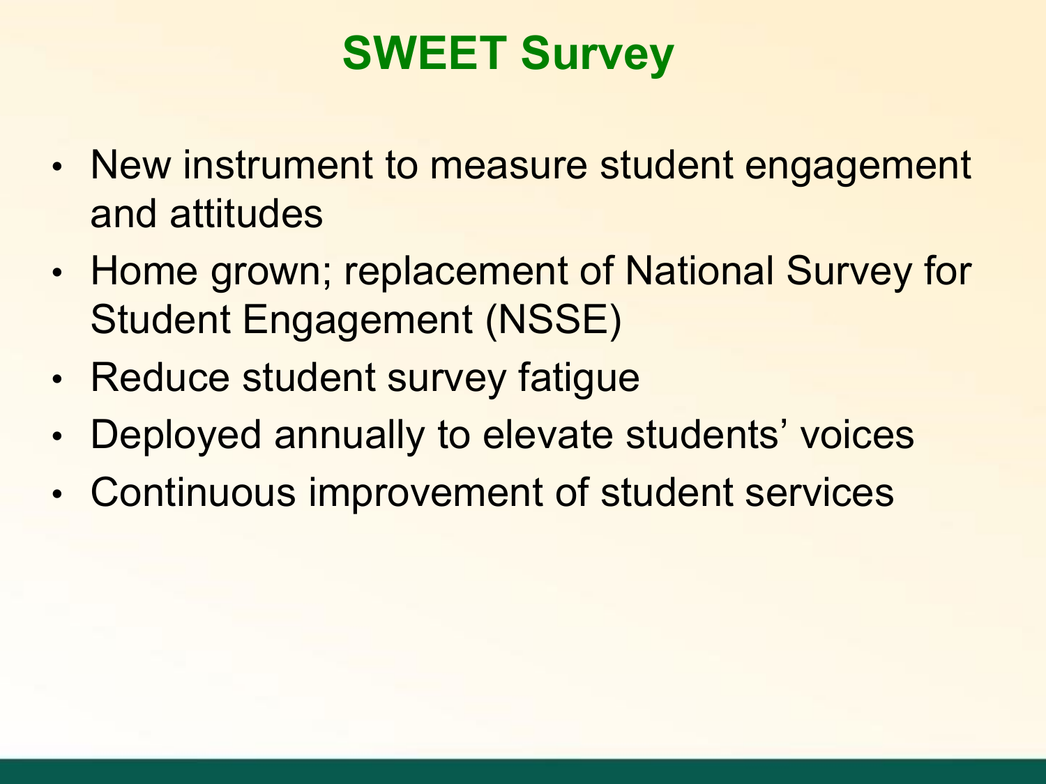# SWEET Survey

- New instrument to measure student engagement and attitudes
- Home grown; replacement of National Survey for Student Engagement (NSSE)
- Reduce student survey fatigue
- Deployed annually to elevate students' voices
- Continuous improvement of student services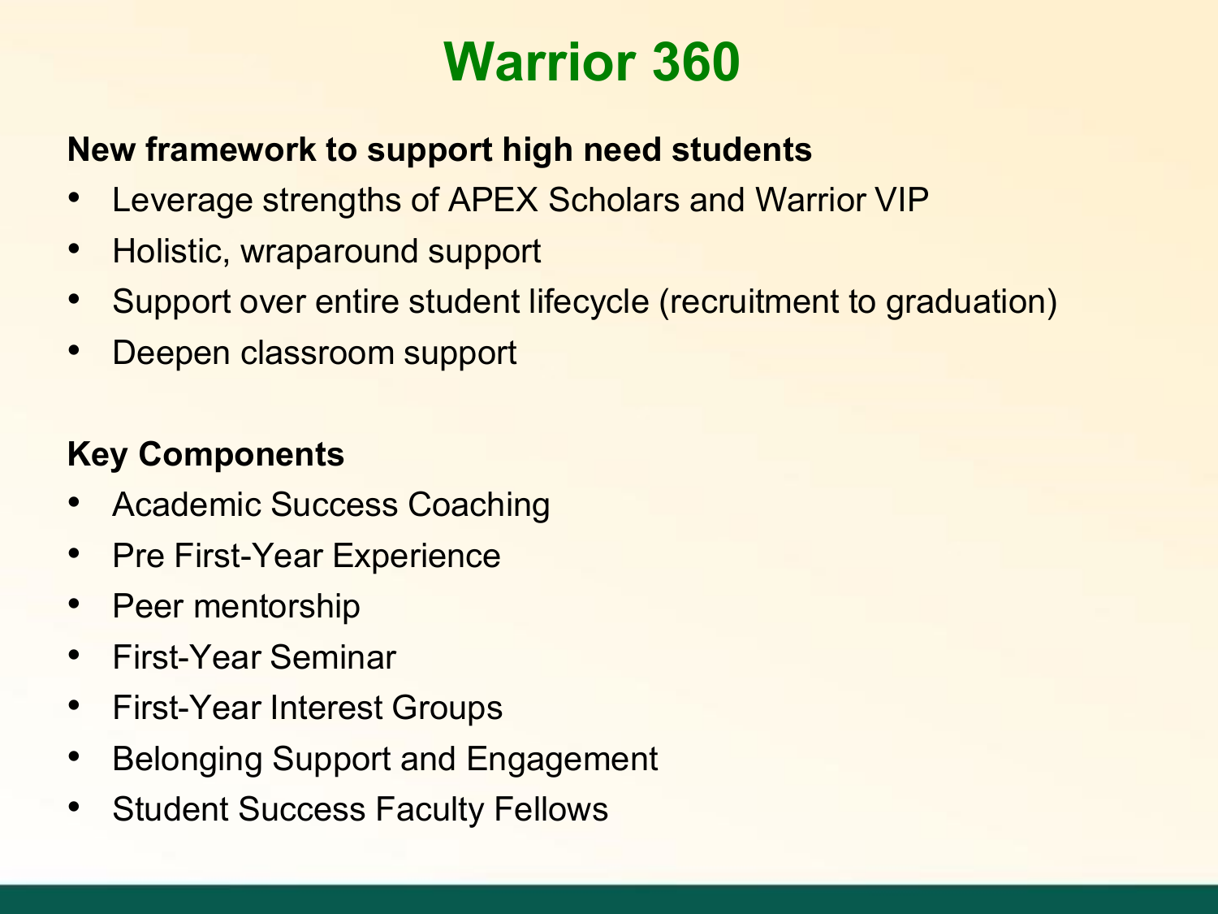# Warrior 360

**New framework to support high need students**

- Leverage strengths of APEX Scholars and Warrior VIP
- Holistic, wraparound support
- Support over entire student lifecycle (recruitment to graduation)
- Deepen classroom support

**Key Components**

- Academic Success Coaching
- Pre First-Year Experience
- Peer mentorship
- First-Year Seminar
- First-Year Interest Groups
- Belonging Support and Engagement
- Student Success Faculty Fellows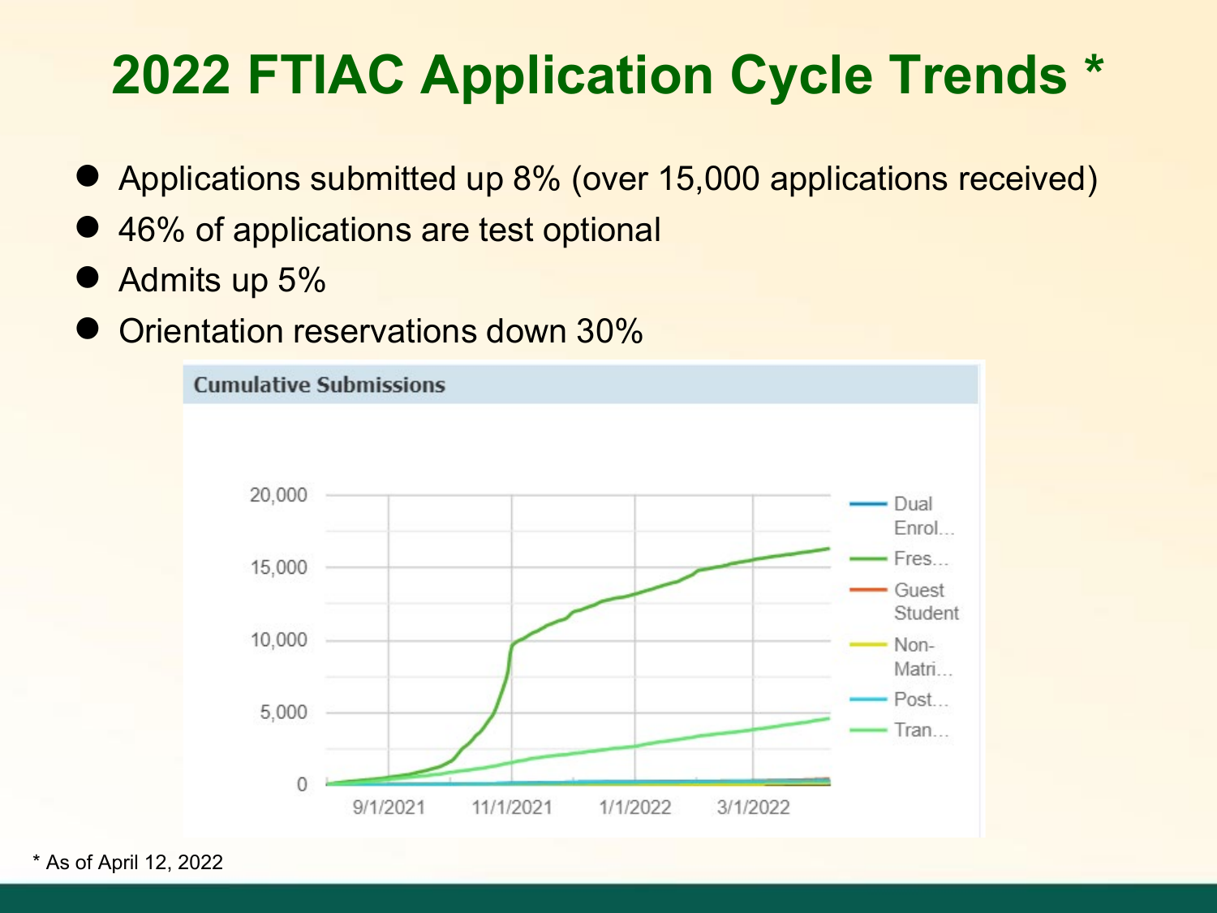# 2022 FTIAC Application Cycle Trends *

- Applications submitted up 8% (over 15,000 applications received)
- 46% of applications are test optional
- Admits up 5%
- Orientation reservations down 30%

**Cumulative Submissions**

* As of April 12, 2022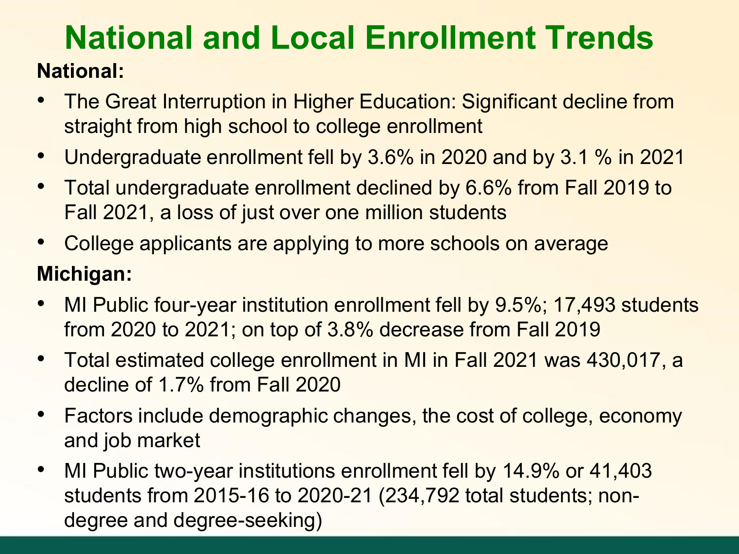# National and Local Enrollment Trends

**National:**

- The Great Interruption in Higher Education: Significant decline from straight from high school to college enrollment
- Undergraduate enrollment fell by 3.6% in 2020 and by 3.1 % in 2021
- Total undergraduate enrollment declined by 6.6% from Fall 2019 to Fall 2021, a loss of just over one million students
- College applicants are applying to more schools on average

**Michigan:**

- MI Public four-year institution enrollment fell by 9.5%; 17,493 students from 2020 to 2021; on top of 3.8% decrease from Fall 2019
- Total estimated college enrollment in MI in Fall 2021 was 430,017, a decline of 1.7% from Fall 2020
- Factors include demographic changes, the cost of college, economy and job market
- MI Public two-year institutions enrollment fell by 14.9% or 41,403 students from 2015-16 to 2020-21 (234,792 total students; non-degree and degree-seeking)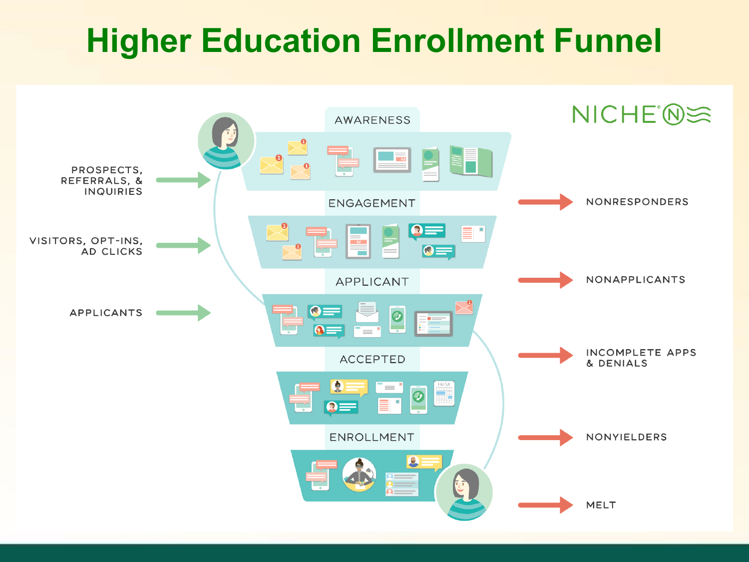# Higher Education Enrollment Funnel

NICHE

| Inputs | Funnel Stage | Outputs |
|---|---|---|
| PROSPECTS, REFERRALS, & INQUIRIES | AWARENESS | |
| VISITORS, OPT-INS, AD CLICKS | ENGAGEMENT | NONRESPONDERS |
| APPLICANTS | APPLICANT | NONAPPLICANTS |
| | ACCEPTED | INCOMPLETE APPS & DENIALS |
| | ENROLLMENT | NONYIELDERS |
| | | MELT |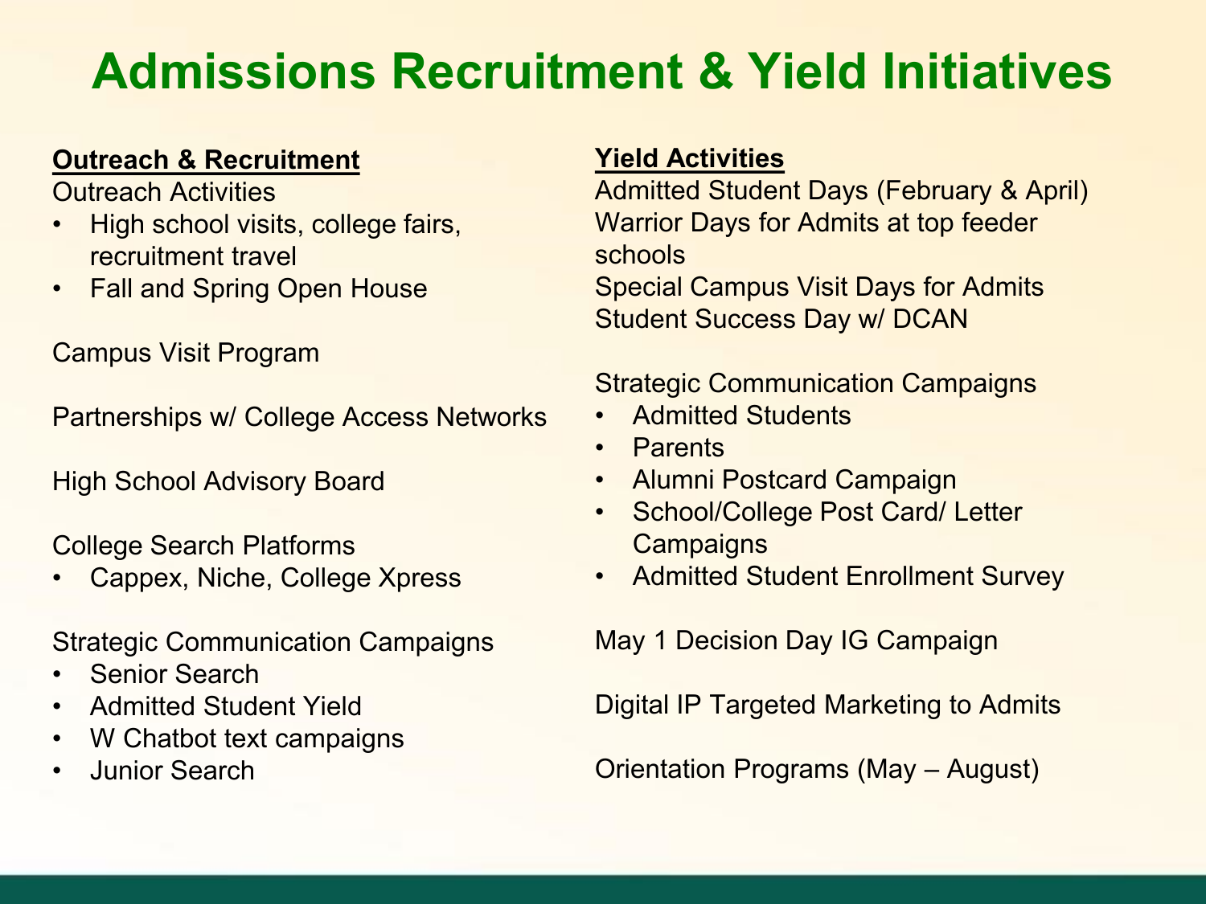# Admissions Recruitment & Yield Initiatives

## Outreach & Recruitment

Outreach Activities

- High school visits, college fairs, recruitment travel
- Fall and Spring Open House

Campus Visit Program

Partnerships w/ College Access Networks

High School Advisory Board

College Search Platforms

- Cappex, Niche, College Xpress

Strategic Communication Campaigns

- Senior Search
- Admitted Student Yield
- W Chatbot text campaigns
- Junior Search

## Yield Activities

Admitted Student Days (February & April)

Warrior Days for Admits at top feeder schools

Special Campus Visit Days for Admits

Student Success Day w/ DCAN

Strategic Communication Campaigns

- Admitted Students
- Parents
- Alumni Postcard Campaign
- School/College Post Card/ Letter Campaigns
- Admitted Student Enrollment Survey

May 1 Decision Day IG Campaign

Digital IP Targeted Marketing to Admits

Orientation Programs (May – August)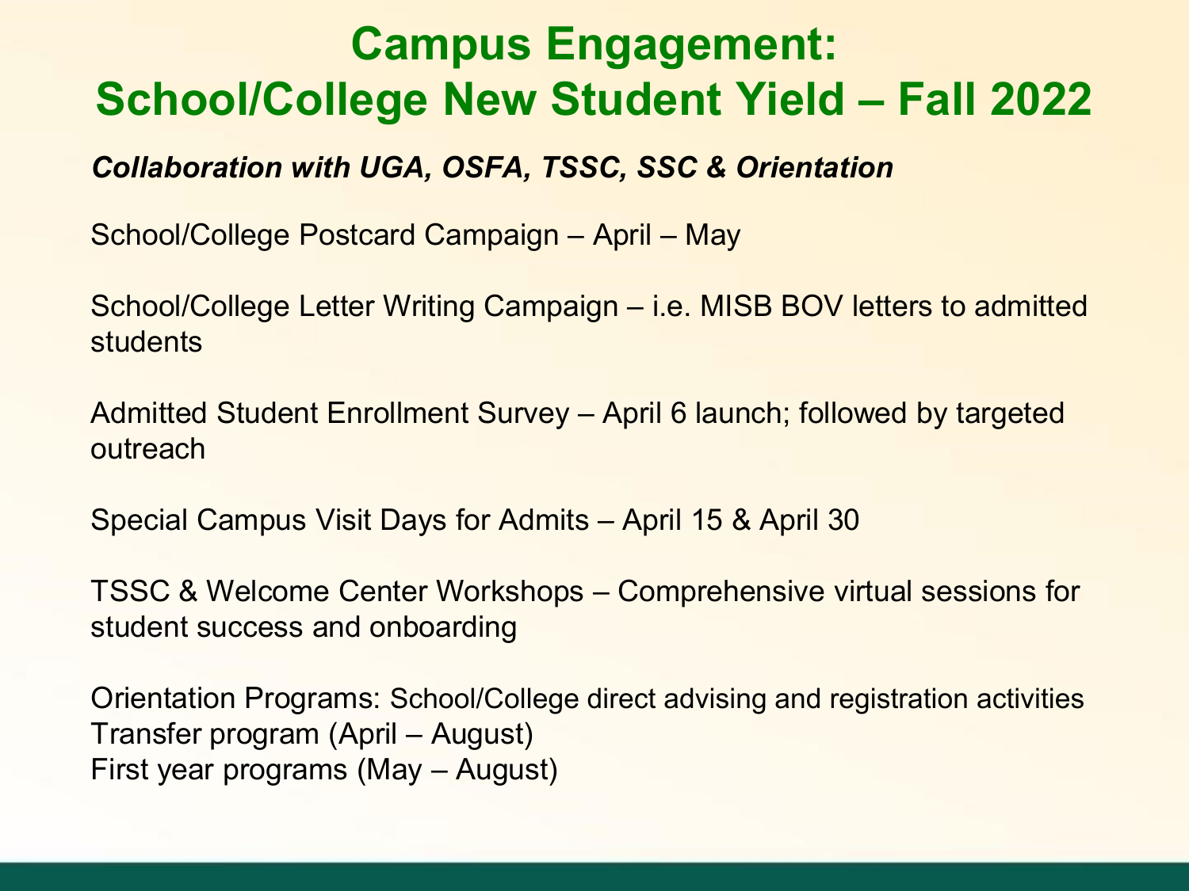# Campus Engagement: School/College New Student Yield – Fall 2022

***Collaboration with UGA, OSFA, TSSC, SSC & Orientation***

School/College Postcard Campaign – April – May

School/College Letter Writing Campaign – i.e. MISB BOV letters to admitted students

Admitted Student Enrollment Survey – April 6 launch; followed by targeted outreach

Special Campus Visit Days for Admits – April 15 & April 30

TSSC & Welcome Center Workshops – Comprehensive virtual sessions for student success and onboarding

Orientation Programs: School/College direct advising and registration activities
Transfer program (April – August)
First year programs (May – August)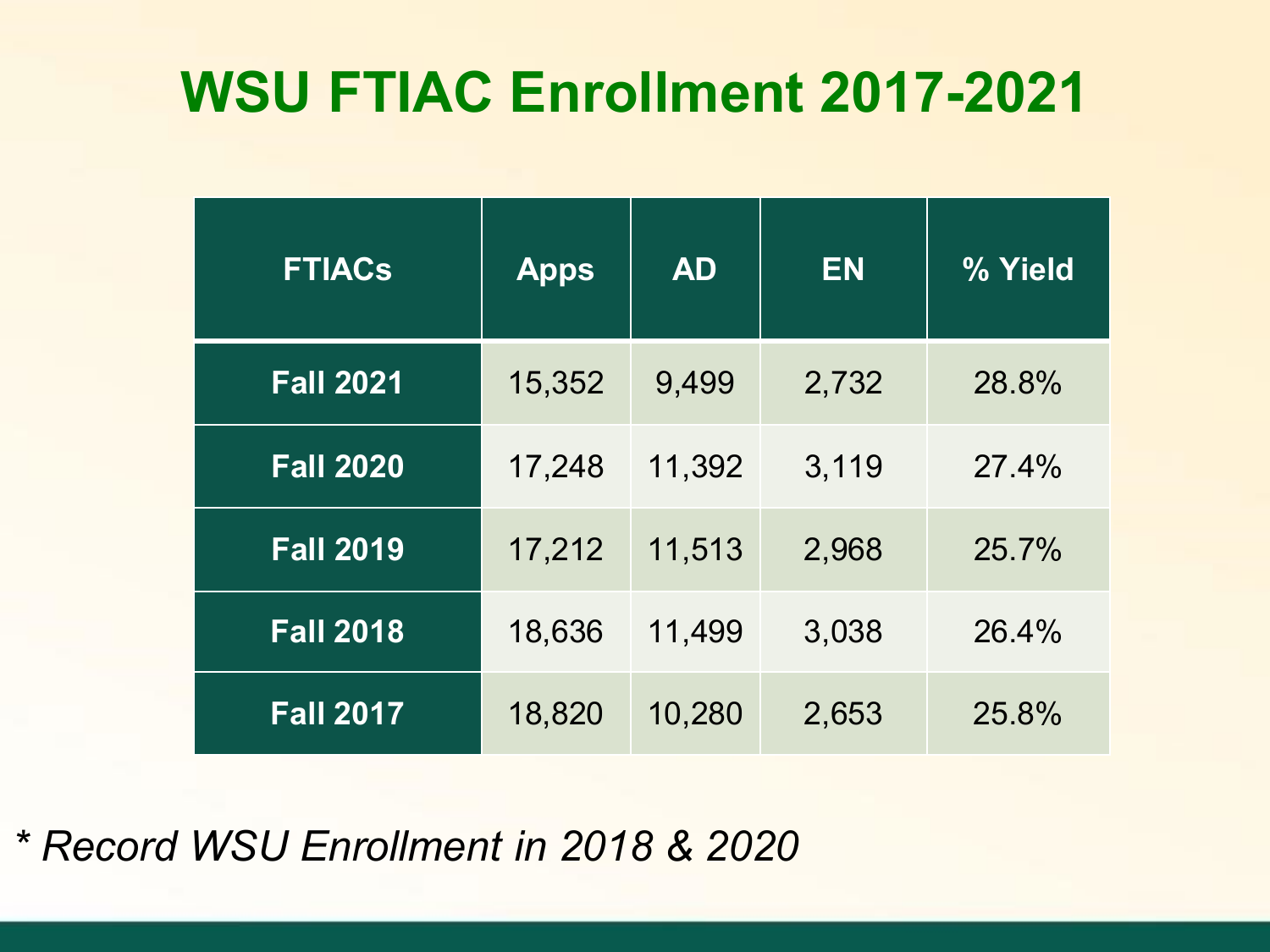# WSU FTIAC Enrollment 2017-2021

| FTIACs | Apps | AD | EN | % Yield |
|---|---|---|---|---|
| **Fall 2021** | 15,352 | 9,499 | 2,732 | 28.8% |
| **Fall 2020** | 17,248 | 11,392 | 3,119 | 27.4% |
| **Fall 2019** | 17,212 | 11,513 | 2,968 | 25.7% |
| **Fall 2018** | 18,636 | 11,499 | 3,038 | 26.4% |
| **Fall 2017** | 18,820 | 10,280 | 2,653 | 25.8% |

*\* Record WSU Enrollment in 2018 & 2020*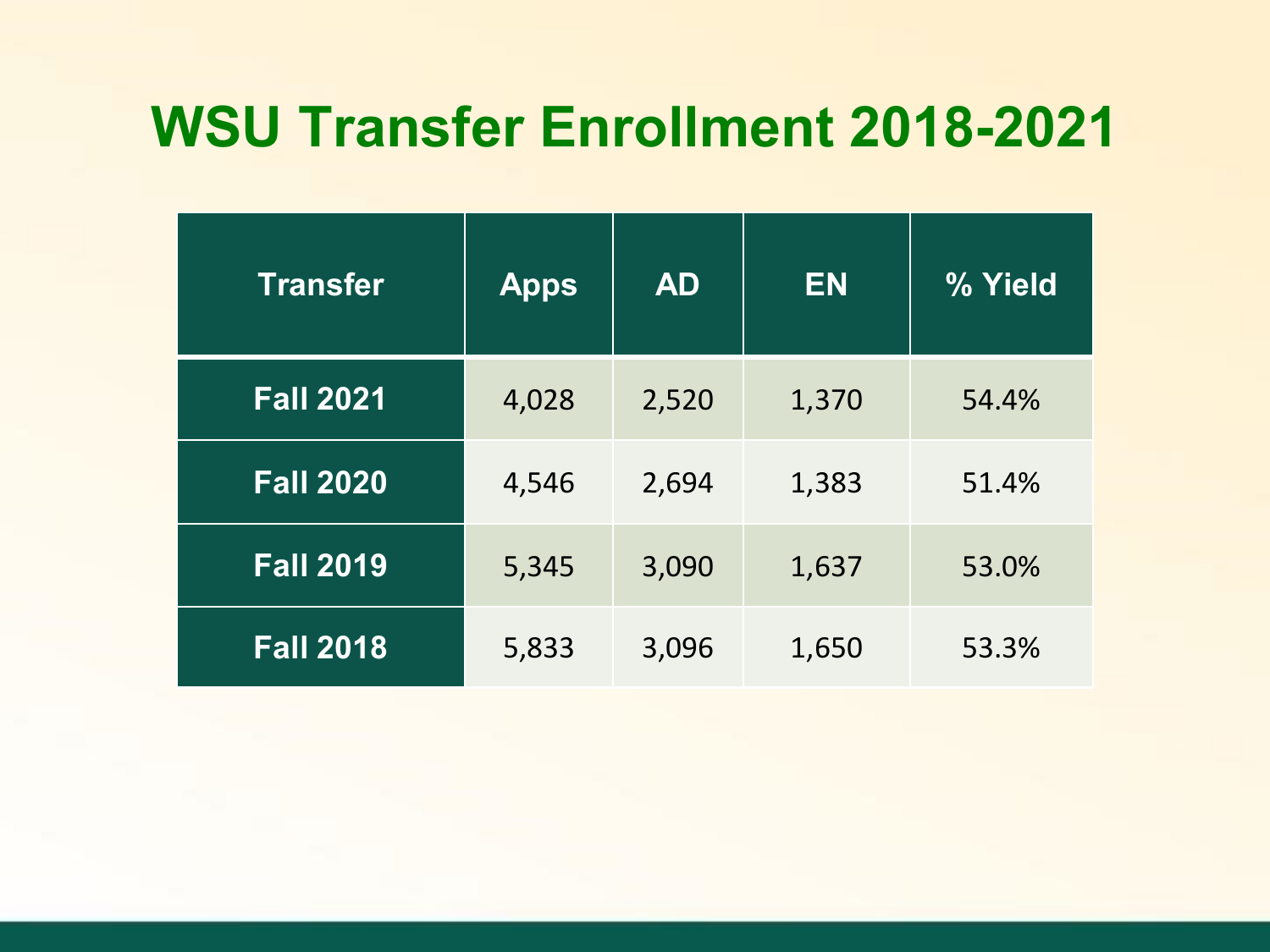# WSU Transfer Enrollment 2018-2021

| Transfer | Apps | AD | EN | % Yield |
|---|---|---|---|---|
| Fall 2021 | 4,028 | 2,520 | 1,370 | 54.4% |
| Fall 2020 | 4,546 | 2,694 | 1,383 | 51.4% |
| Fall 2019 | 5,345 | 3,090 | 1,637 | 53.0% |
| Fall 2018 | 5,833 | 3,096 | 1,650 | 53.3% |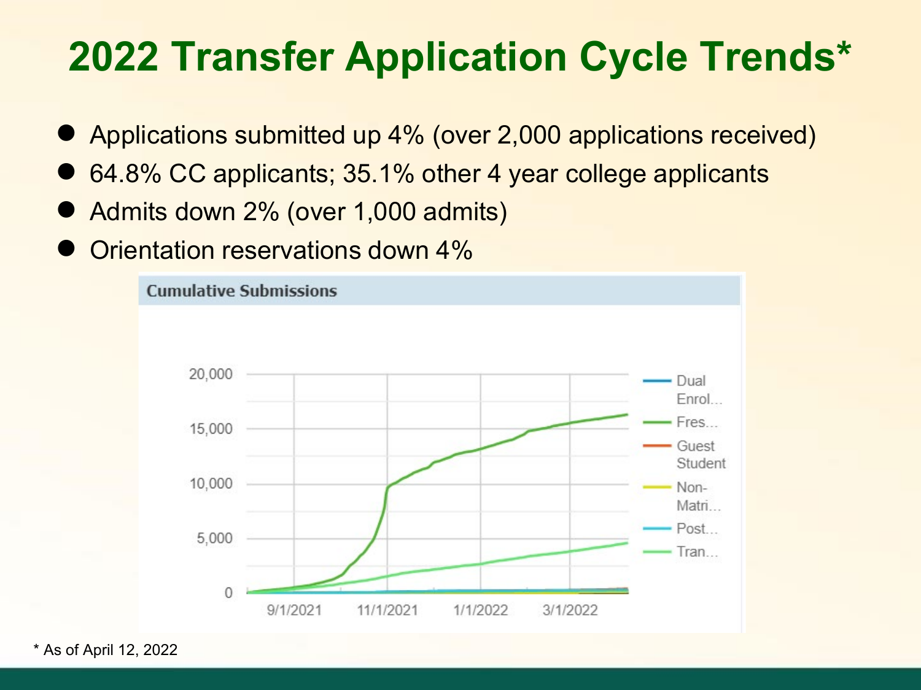# 2022 Transfer Application Cycle Trends*

- Applications submitted up 4% (over 2,000 applications received)
- 64.8% CC applicants; 35.1% other 4 year college applicants
- Admits down 2% (over 1,000 admits)
- Orientation reservations down 4%

**Cumulative Submissions**

Legend: Dual Enrol…, Fres…, Guest Student, Non-Matri…, Post…, Tran…

\* As of April 12, 2022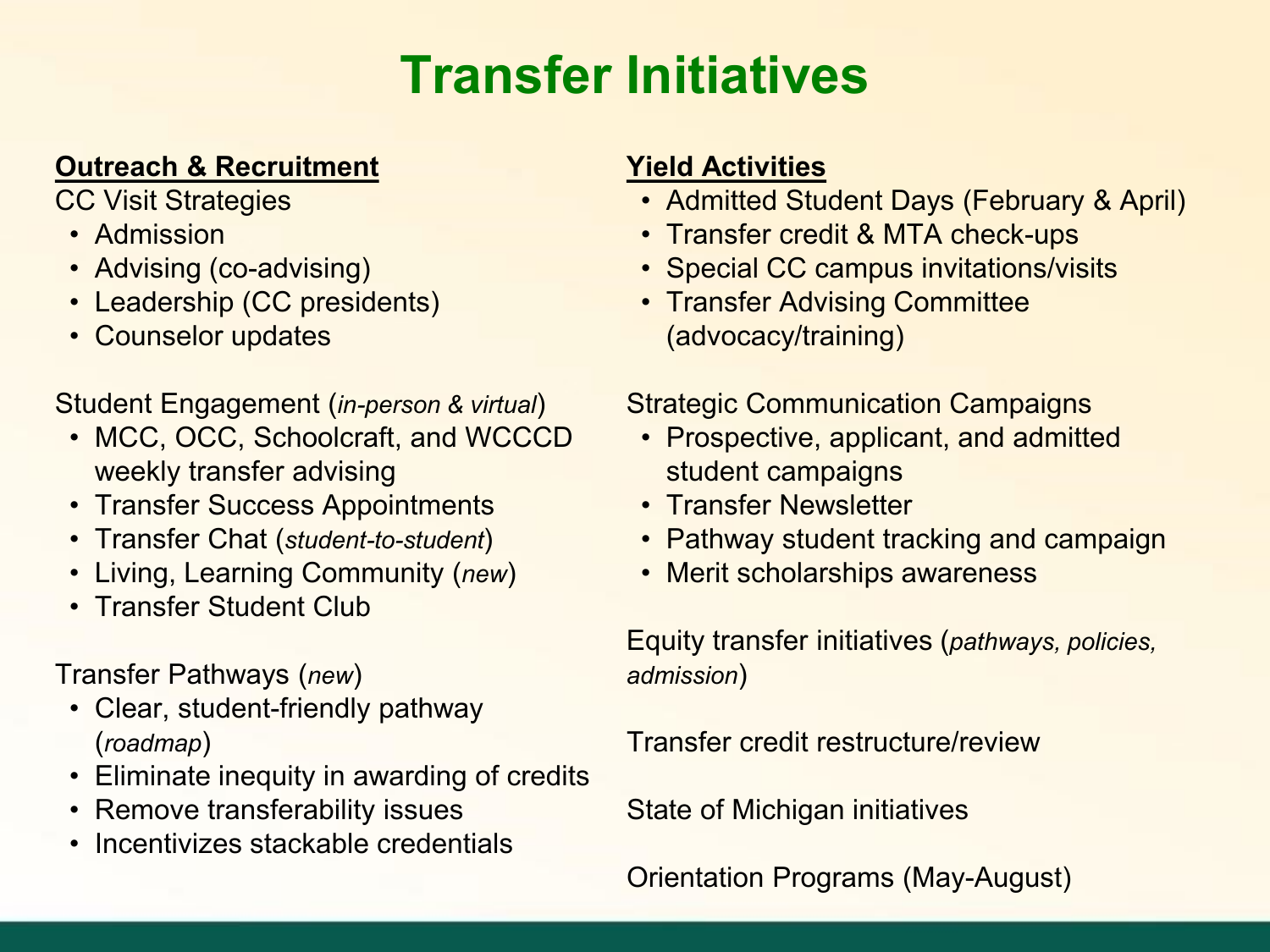# Transfer Initiatives

**Outreach & Recruitment**

CC Visit Strategies

- Admission
- Advising (co-advising)
- Leadership (CC presidents)
- Counselor updates

Student Engagement (*in-person & virtual*)

- MCC, OCC, Schoolcraft, and WCCCD weekly transfer advising
- Transfer Success Appointments
- Transfer Chat (*student-to-student*)
- Living, Learning Community (*new*)
- Transfer Student Club

Transfer Pathways (*new*)

- Clear, student-friendly pathway (*roadmap*)
- Eliminate inequity in awarding of credits
- Remove transferability issues
- Incentivizes stackable credentials

**Yield Activities**

- Admitted Student Days (February & April)
- Transfer credit & MTA check-ups
- Special CC campus invitations/visits
- Transfer Advising Committee (advocacy/training)

Strategic Communication Campaigns

- Prospective, applicant, and admitted student campaigns
- Transfer Newsletter
- Pathway student tracking and campaign
- Merit scholarships awareness

Equity transfer initiatives (*pathways, policies, admission*)

Transfer credit restructure/review

State of Michigan initiatives

Orientation Programs (May-August)